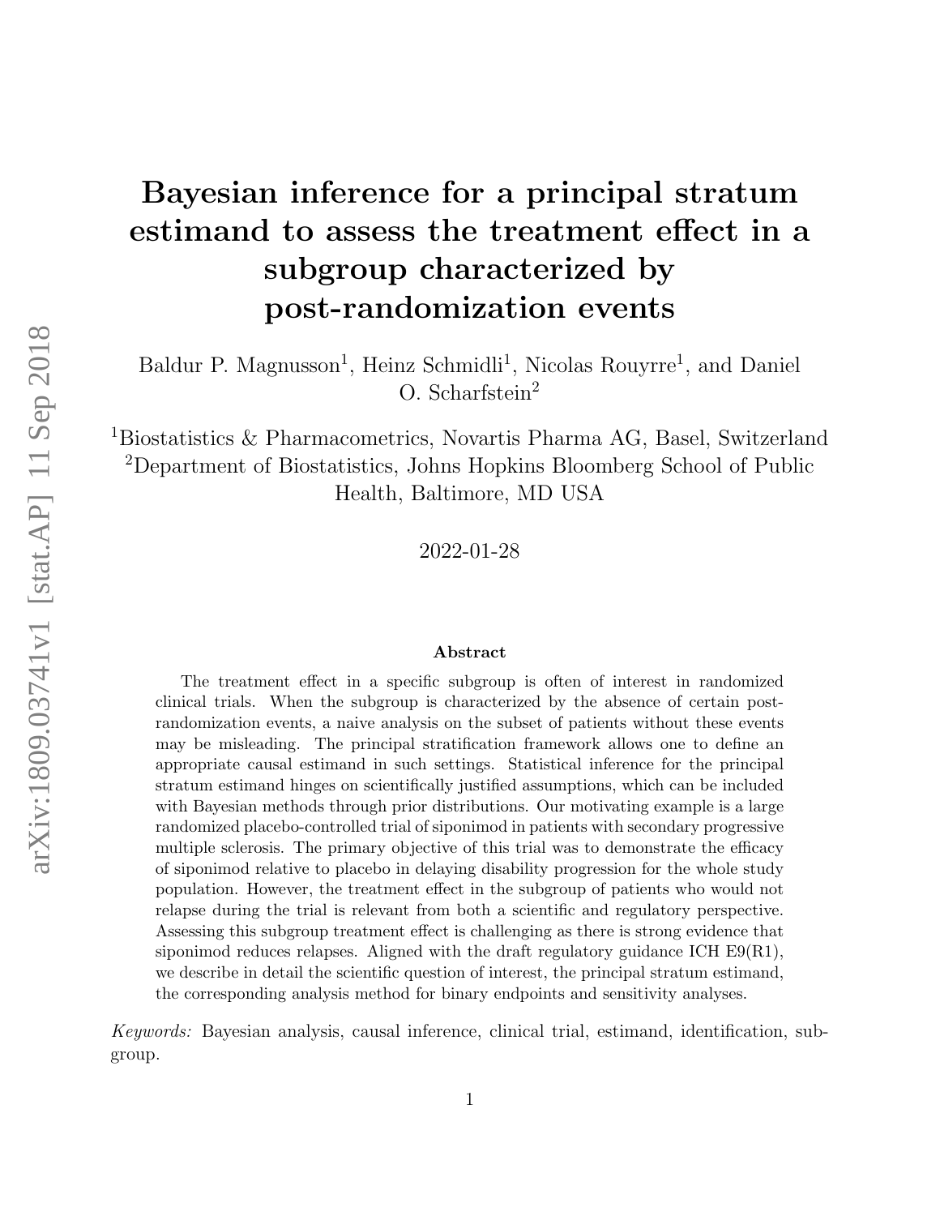# Bayesian inference for a principal stratum estimand to assess the treatment effect in a subgroup characterized by post-randomization events

Baldur P. Magnusson[1], Heinz Schmidli[1], Nicolas Rouyrre[1], and Daniel O. Scharfstein[2]

[1]Biostatistics & Pharmacometrics, Novartis Pharma AG, Basel, Switzerland
[2]Department of Biostatistics, Johns Hopkins Bloomberg School of Public Health, Baltimore, MD USA

2022-01-28

### Abstract

The treatment effect in a specific subgroup is often of interest in randomized clinical trials. When the subgroup is characterized by the absence of certain post-randomization events, a naive analysis on the subset of patients without these events may be misleading. The principal stratification framework allows one to define an appropriate causal estimand in such settings. Statistical inference for the principal stratum estimand hinges on scientifically justified assumptions, which can be included with Bayesian methods through prior distributions. Our motivating example is a large randomized placebo-controlled trial of siponimod in patients with secondary progressive multiple sclerosis. The primary objective of this trial was to demonstrate the efficacy of siponimod relative to placebo in delaying disability progression for the whole study population. However, the treatment effect in the subgroup of patients who would not relapse during the trial is relevant from both a scientific and regulatory perspective. Assessing this subgroup treatment effect is challenging as there is strong evidence that siponimod reduces relapses. Aligned with the draft regulatory guidance ICH E9(R1), we describe in detail the scientific question of interest, the principal stratum estimand, the corresponding analysis method for binary endpoints and sensitivity analyses.

*Keywords:* Bayesian analysis, causal inference, clinical trial, estimand, identification, subgroup.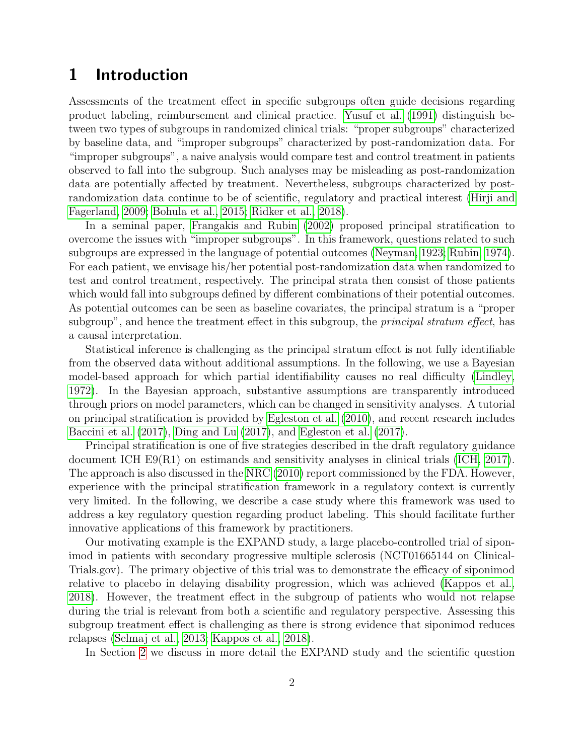# 1 Introduction

Assessments of the treatment effect in specific subgroups often guide decisions regarding product labeling, reimbursement and clinical practice. Yusuf et al. (1991) distinguish between two types of subgroups in randomized clinical trials: "proper subgroups" characterized by baseline data, and "improper subgroups" characterized by post-randomization data. For "improper subgroups", a naive analysis would compare test and control treatment in patients observed to fall into the subgroup. Such analyses may be misleading as post-randomization data are potentially affected by treatment. Nevertheless, subgroups characterized by post-randomization data continue to be of scientific, regulatory and practical interest (Hirji and Fagerland, 2009; Bohula et al., 2015; Ridker et al., 2018).

In a seminal paper, Frangakis and Rubin (2002) proposed principal stratification to overcome the issues with "improper subgroups". In this framework, questions related to such subgroups are expressed in the language of potential outcomes (Neyman, 1923; Rubin, 1974). For each patient, we envisage his/her potential post-randomization data when randomized to test and control treatment, respectively. The principal strata then consist of those patients which would fall into subgroups defined by different combinations of their potential outcomes. As potential outcomes can be seen as baseline covariates, the principal stratum is a "proper subgroup", and hence the treatment effect in this subgroup, the *principal stratum effect*, has a causal interpretation.

Statistical inference is challenging as the principal stratum effect is not fully identifiable from the observed data without additional assumptions. In the following, we use a Bayesian model-based approach for which partial identifiability causes no real difficulty (Lindley, 1972). In the Bayesian approach, substantive assumptions are transparently introduced through priors on model parameters, which can be changed in sensitivity analyses. A tutorial on principal stratification is provided by Egleston et al. (2010), and recent research includes Baccini et al. (2017), Ding and Lu (2017), and Egleston et al. (2017).

Principal stratification is one of five strategies described in the draft regulatory guidance document ICH E9(R1) on estimands and sensitivity analyses in clinical trials (ICH, 2017). The approach is also discussed in the NRC (2010) report commissioned by the FDA. However, experience with the principal stratification framework in a regulatory context is currently very limited. In the following, we describe a case study where this framework was used to address a key regulatory question regarding product labeling. This should facilitate further innovative applications of this framework by practitioners.

Our motivating example is the EXPAND study, a large placebo-controlled trial of siponimod in patients with secondary progressive multiple sclerosis (NCT01665144 on ClinicalTrials.gov). The primary objective of this trial was to demonstrate the efficacy of siponimod relative to placebo in delaying disability progression, which was achieved (Kappos et al., 2018). However, the treatment effect in the subgroup of patients who would not relapse during the trial is relevant from both a scientific and regulatory perspective. Assessing this subgroup treatment effect is challenging as there is strong evidence that siponimod reduces relapses (Selmaj et al., 2013; Kappos et al., 2018).

In Section 2 we discuss in more detail the EXPAND study and the scientific question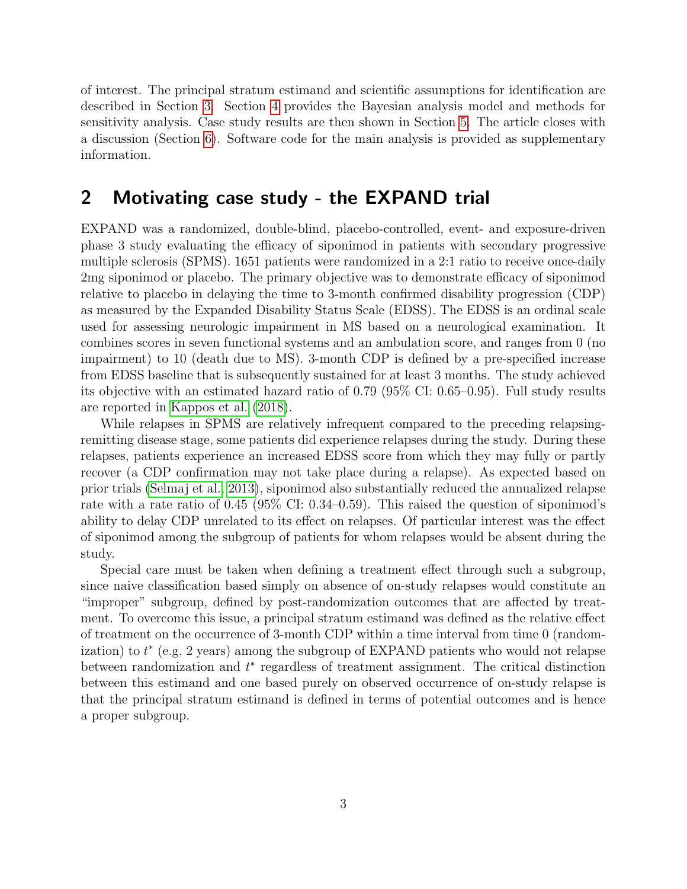of interest. The principal stratum estimand and scientific assumptions for identification are described in Section 3. Section 4 provides the Bayesian analysis model and methods for sensitivity analysis. Case study results are then shown in Section 5. The article closes with a discussion (Section 6). Software code for the main analysis is provided as supplementary information.

## 2 Motivating case study - the EXPAND trial

EXPAND was a randomized, double-blind, placebo-controlled, event- and exposure-driven phase 3 study evaluating the efficacy of siponimod in patients with secondary progressive multiple sclerosis (SPMS). 1651 patients were randomized in a 2:1 ratio to receive once-daily 2mg siponimod or placebo. The primary objective was to demonstrate efficacy of siponimod relative to placebo in delaying the time to 3-month confirmed disability progression (CDP) as measured by the Expanded Disability Status Scale (EDSS). The EDSS is an ordinal scale used for assessing neurologic impairment in MS based on a neurological examination. It combines scores in seven functional systems and an ambulation score, and ranges from 0 (no impairment) to 10 (death due to MS). 3-month CDP is defined by a pre-specified increase from EDSS baseline that is subsequently sustained for at least 3 months. The study achieved its objective with an estimated hazard ratio of 0.79 (95% CI: 0.65–0.95). Full study results are reported in Kappos et al. (2018).

While relapses in SPMS are relatively infrequent compared to the preceding relapsing-remitting disease stage, some patients did experience relapses during the study. During these relapses, patients experience an increased EDSS score from which they may fully or partly recover (a CDP confirmation may not take place during a relapse). As expected based on prior trials (Selmaj et al., 2013), siponimod also substantially reduced the annualized relapse rate with a rate ratio of 0.45 (95% CI: 0.34–0.59). This raised the question of siponimod's ability to delay CDP unrelated to its effect on relapses. Of particular interest was the effect of siponimod among the subgroup of patients for whom relapses would be absent during the study.

Special care must be taken when defining a treatment effect through such a subgroup, since naive classification based simply on absence of on-study relapses would constitute an "improper" subgroup, defined by post-randomization outcomes that are affected by treatment. To overcome this issue, a principal stratum estimand was defined as the relative effect of treatment on the occurrence of 3-month CDP within a time interval from time 0 (randomization) to $t^*$ (e.g. 2 years) among the subgroup of EXPAND patients who would not relapse between randomization and $t^*$ regardless of treatment assignment. The critical distinction between this estimand and one based purely on observed occurrence of on-study relapse is that the principal stratum estimand is defined in terms of potential outcomes and is hence a proper subgroup.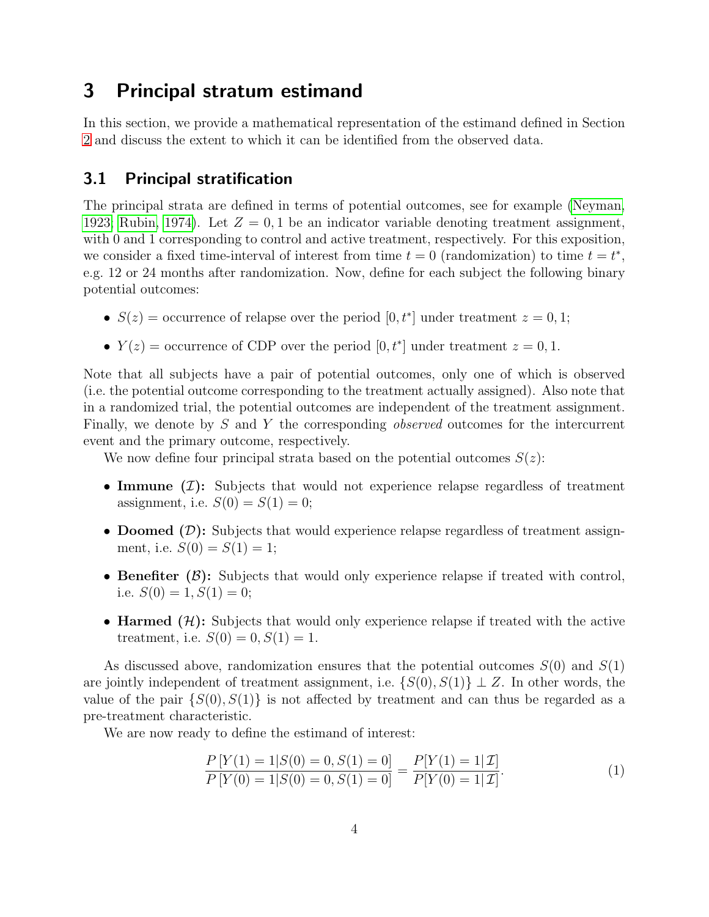## 3 Principal stratum estimand

In this section, we provide a mathematical representation of the estimand defined in Section 2 and discuss the extent to which it can be identified from the observed data.

### 3.1 Principal stratification

The principal strata are defined in terms of potential outcomes, see for example (Neyman, 1923; Rubin, 1974). Let $Z = 0, 1$ be an indicator variable denoting treatment assignment, with 0 and 1 corresponding to control and active treatment, respectively. For this exposition, we consider a fixed time-interval of interest from time $t = 0$ (randomization) to time $t = t^*$, e.g. 12 or 24 months after randomization. Now, define for each subject the following binary potential outcomes:

- $S(z)$ = occurrence of relapse over the period $[0, t^*]$ under treatment $z = 0, 1$;
- $Y(z)$ = occurrence of CDP over the period $[0, t^*]$ under treatment $z = 0, 1$.

Note that all subjects have a pair of potential outcomes, only one of which is observed (i.e. the potential outcome corresponding to the treatment actually assigned). Also note that in a randomized trial, the potential outcomes are independent of the treatment assignment. Finally, we denote by $S$ and $Y$ the corresponding *observed* outcomes for the intercurrent event and the primary outcome, respectively.

We now define four principal strata based on the potential outcomes $S(z)$:

- **Immune ($\mathcal{I}$):** Subjects that would not experience relapse regardless of treatment assignment, i.e. $S(0) = S(1) = 0$;
- **Doomed ($\mathcal{D}$):** Subjects that would experience relapse regardless of treatment assignment, i.e. $S(0) = S(1) = 1$;
- **Benefiter ($\mathcal{B}$):** Subjects that would only experience relapse if treated with control, i.e. $S(0) = 1, S(1) = 0$;
- **Harmed ($\mathcal{H}$):** Subjects that would only experience relapse if treated with the active treatment, i.e. $S(0) = 0, S(1) = 1$.

As discussed above, randomization ensures that the potential outcomes $S(0)$ and $S(1)$ are jointly independent of treatment assignment, i.e. $\{S(0), S(1)\} \perp Z$. In other words, the value of the pair $\{S(0), S(1)\}$ is not affected by treatment and can thus be regarded as a pre-treatment characteristic.

We are now ready to define the estimand of interest:

$$\frac{P\left[Y(1) = 1 | S(0) = 0, S(1) = 0\right]}{P\left[Y(0) = 1 | S(0) = 0, S(1) = 0\right]} = \frac{P[Y(1) = 1 | \mathcal{I}]}{P[Y(0) = 1 | \mathcal{I}]}. \tag{1}$$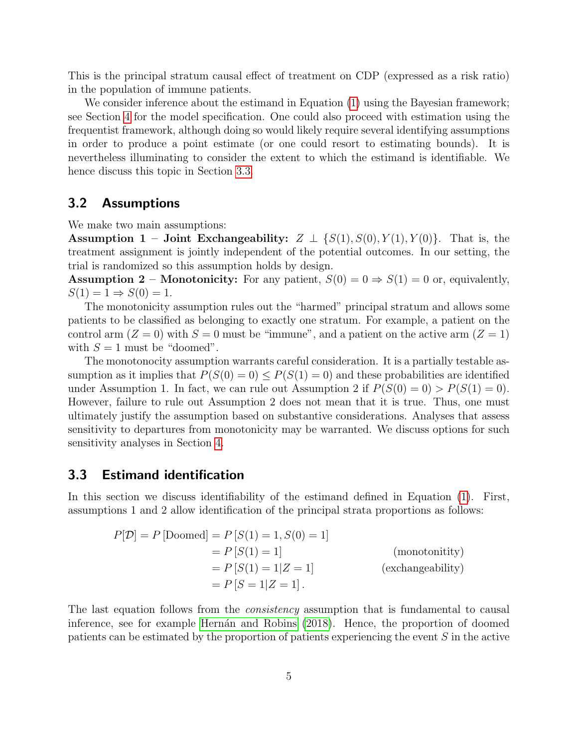This is the principal stratum causal effect of treatment on CDP (expressed as a risk ratio) in the population of immune patients.

We consider inference about the estimand in Equation (1) using the Bayesian framework; see Section 4 for the model specification. One could also proceed with estimation using the frequentist framework, although doing so would likely require several identifying assumptions in order to produce a point estimate (or one could resort to estimating bounds). It is nevertheless illuminating to consider the extent to which the estimand is identifiable. We hence discuss this topic in Section 3.3.

## 3.2 Assumptions

We make two main assumptions:

**Assumption 1 – Joint Exchangeability:** $Z \perp \{S(1), S(0), Y(1), Y(0)\}$. That is, the treatment assignment is jointly independent of the potential outcomes. In our setting, the trial is randomized so this assumption holds by design.

**Assumption 2 – Monotonicity:** For any patient, $S(0) = 0 \Rightarrow S(1) = 0$ or, equivalently, $S(1) = 1 \Rightarrow S(0) = 1$.

The monotonicity assumption rules out the "harmed" principal stratum and allows some patients to be classified as belonging to exactly one stratum. For example, a patient on the control arm ($Z = 0$) with $S = 0$ must be "immune", and a patient on the active arm ($Z = 1$) with $S = 1$ must be "doomed".

The monotonocity assumption warrants careful consideration. It is a partially testable assumption as it implies that $P(S(0) = 0) \leq P(S(1) = 0)$ and these probabilities are identified under Assumption 1. In fact, we can rule out Assumption 2 if $P(S(0) = 0) > P(S(1) = 0)$. However, failure to rule out Assumption 2 does not mean that it is true. Thus, one must ultimately justify the assumption based on substantive considerations. Analyses that assess sensitivity to departures from monotonicity may be warranted. We discuss options for such sensitivity analyses in Section 4.

## 3.3 Estimand identification

In this section we discuss identifiability of the estimand defined in Equation (1). First, assumptions 1 and 2 allow identification of the principal strata proportions as follows:

$$
\begin{aligned}
P[\mathcal{D}] = P\left[\text{Doomed}\right] &= P\left[S(1) = 1, S(0) = 1\right] \\
&= P\left[S(1) = 1\right] && \text{(monotonitity)} \\
&= P\left[S(1) = 1 | Z = 1\right] && \text{(exchangeability)} \\
&= P\left[S = 1 | Z = 1\right].
\end{aligned}
$$

The last equation follows from the *consistency* assumption that is fundamental to causal inference, see for example Hernán and Robins (2018). Hence, the proportion of doomed patients can be estimated by the proportion of patients experiencing the event $S$ in the active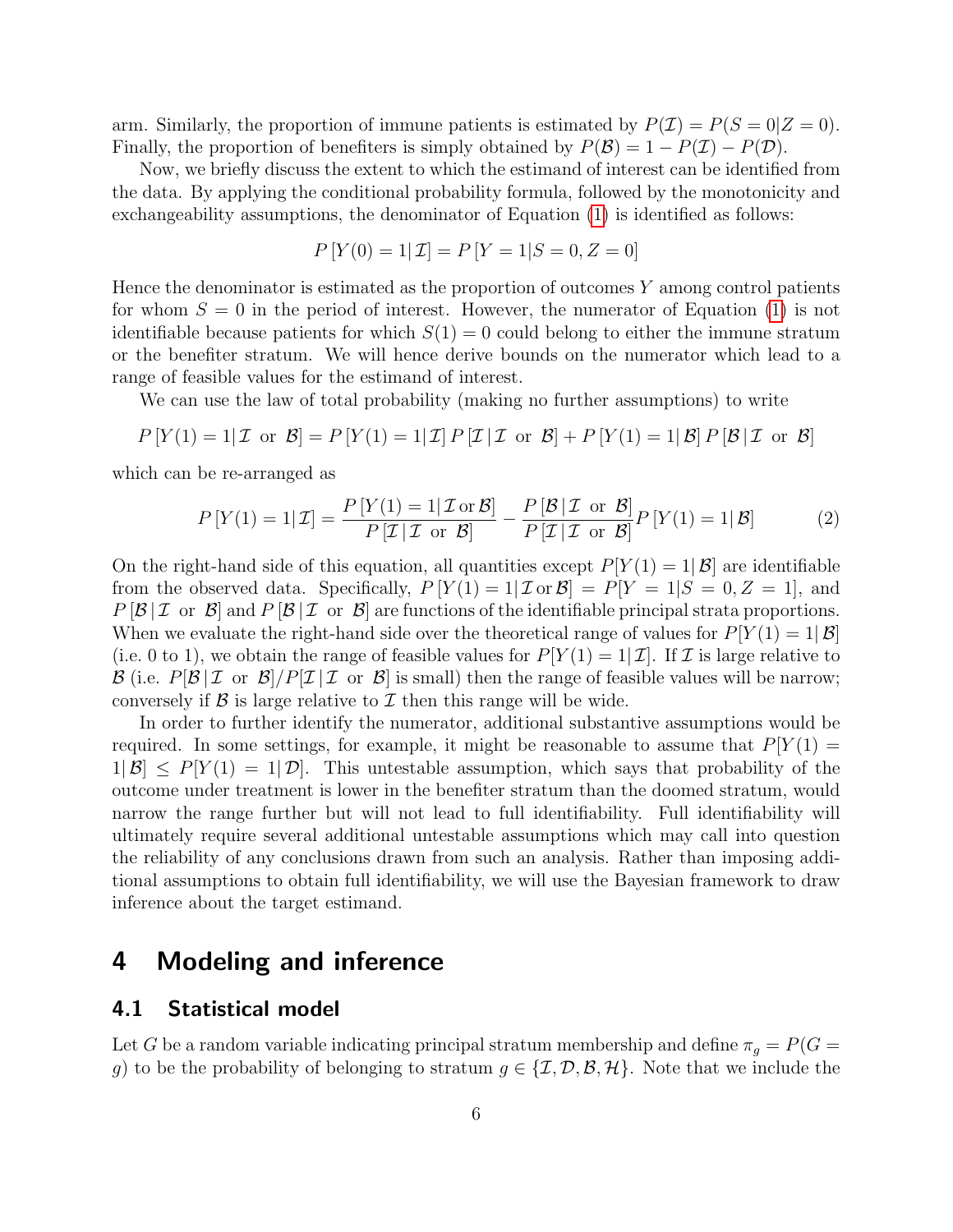arm. Similarly, the proportion of immune patients is estimated by $P(\mathcal{I}) = P(S = 0|Z = 0)$. Finally, the proportion of benefiters is simply obtained by $P(\mathcal{B}) = 1 - P(\mathcal{I}) - P(\mathcal{D})$.

Now, we briefly discuss the extent to which the estimand of interest can be identified from the data. By applying the conditional probability formula, followed by the monotonicity and exchangeability assumptions, the denominator of Equation (1) is identified as follows:

$$P\left[Y(0) = 1|\,\mathcal{I}\right] = P\left[Y = 1|S = 0, Z = 0\right]$$

Hence the denominator is estimated as the proportion of outcomes $Y$ among control patients for whom $S = 0$ in the period of interest. However, the numerator of Equation (1) is not identifiable because patients for which $S(1) = 0$ could belong to either the immune stratum or the benefiter stratum. We will hence derive bounds on the numerator which lead to a range of feasible values for the estimand of interest.

We can use the law of total probability (making no further assumptions) to write

$$P\left[Y(1) = 1|\,\mathcal{I} \text{ or } \mathcal{B}\right] = P\left[Y(1) = 1|\,\mathcal{I}\right] P\left[\mathcal{I}\,|\,\mathcal{I} \text{ or } \mathcal{B}\right] + P\left[Y(1) = 1|\,\mathcal{B}\right] P\left[\mathcal{B}\,|\,\mathcal{I} \text{ or } \mathcal{B}\right]$$

which can be re-arranged as

$$P\left[Y(1) = 1|\,\mathcal{I}\right] = \frac{P\left[Y(1) = 1|\,\mathcal{I} \,\text{or}\, \mathcal{B}\right]}{P\left[\mathcal{I}\,|\,\mathcal{I} \text{ or } \mathcal{B}\right]} - \frac{P\left[\mathcal{B}\,|\,\mathcal{I} \text{ or } \mathcal{B}\right]}{P\left[\mathcal{I}\,|\,\mathcal{I} \text{ or } \mathcal{B}\right]} P\left[Y(1) = 1|\,\mathcal{B}\right] \tag{2}$$

On the right-hand side of this equation, all quantities except $P[Y(1) = 1|\,\mathcal{B}]$ are identifiable from the observed data. Specifically, $P\left[Y(1) = 1|\,\mathcal{I} \,\text{or}\, \mathcal{B}\right] = P[Y = 1|S = 0, Z = 1]$, and $P\left[\mathcal{B}\,|\,\mathcal{I} \text{ or } \mathcal{B}\right]$ and $P\left[\mathcal{B}\,|\,\mathcal{I} \text{ or } \mathcal{B}\right]$ are functions of the identifiable principal strata proportions. When we evaluate the right-hand side over the theoretical range of values for $P[Y(1) = 1|\,\mathcal{B}]$ (i.e. 0 to 1), we obtain the range of feasible values for $P[Y(1) = 1|\,\mathcal{I}]$. If $\mathcal{I}$ is large relative to $\mathcal{B}$ (i.e. $P[\mathcal{B}\,|\,\mathcal{I} \text{ or } \mathcal{B}]/P[\mathcal{I}\,|\,\mathcal{I} \text{ or } \mathcal{B}]$ is small) then the range of feasible values will be narrow; conversely if $\mathcal{B}$ is large relative to $\mathcal{I}$ then this range will be wide.

In order to further identify the numerator, additional substantive assumptions would be required. In some settings, for example, it might be reasonable to assume that $P[Y(1) = 1|\,\mathcal{B}] \leq P[Y(1) = 1|\,\mathcal{D}]$. This untestable assumption, which says that probability of the outcome under treatment is lower in the benefiter stratum than the doomed stratum, would narrow the range further but will not lead to full identifiability. Full identifiability will ultimately require several additional untestable assumptions which may call into question the reliability of any conclusions drawn from such an analysis. Rather than imposing additional assumptions to obtain full identifiability, we will use the Bayesian framework to draw inference about the target estimand.

# 4 Modeling and inference

## 4.1 Statistical model

Let $G$ be a random variable indicating principal stratum membership and define $\pi_g = P(G = g)$ to be the probability of belonging to stratum $g \in \{\mathcal{I}, \mathcal{D}, \mathcal{B}, \mathcal{H}\}$. Note that we include the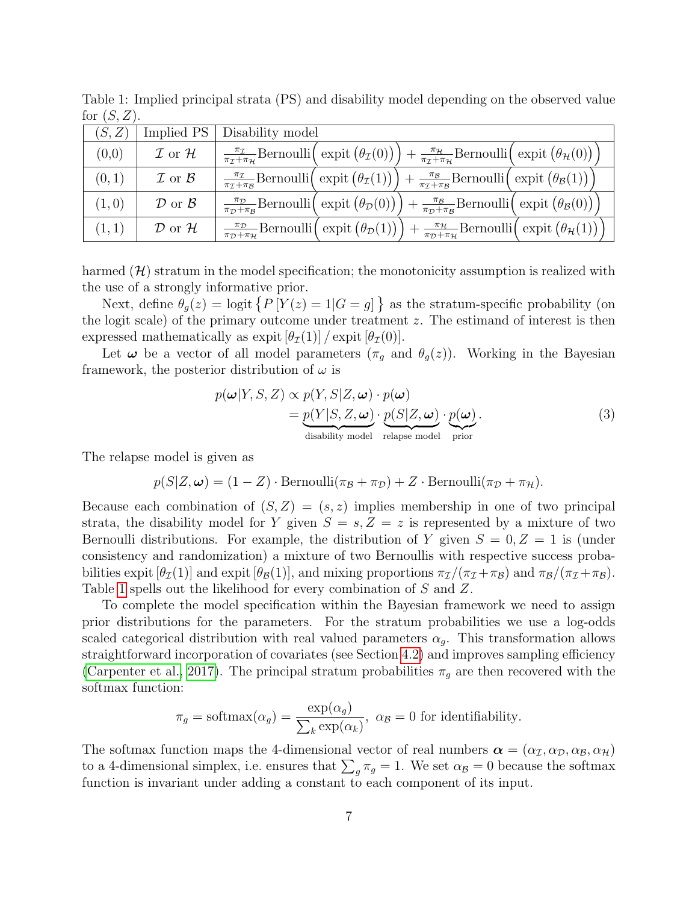Table 1: Implied principal strata (PS) and disability model depending on the observed value for $(S, Z)$.

| $(S,Z)$ | Implied PS | Disability model |
|---|---|---|
| (0,0) | $\mathcal{I}$ or $\mathcal{H}$ | $\frac{\pi_\mathcal{I}}{\pi_\mathcal{I}+\pi_\mathcal{H}}\text{Bernoulli}\Big(\text{ expit}\left(\theta_\mathcal{I}(0)\right)\Big) + \frac{\pi_\mathcal{H}}{\pi_\mathcal{I}+\pi_\mathcal{H}}\text{Bernoulli}\Big(\text{ expit}\left(\theta_\mathcal{H}(0)\right)\Big)$ |
| $(0,1)$ | $\mathcal{I}$ or $\mathcal{B}$ | $\frac{\pi_\mathcal{I}}{\pi_\mathcal{I}+\pi_\mathcal{B}}\text{Bernoulli}\Big(\text{ expit}\left(\theta_\mathcal{I}(1)\right)\Big) + \frac{\pi_\mathcal{B}}{\pi_\mathcal{I}+\pi_\mathcal{B}}\text{Bernoulli}\Big(\text{ expit}\left(\theta_\mathcal{B}(1)\right)\Big)$ |
| $(1,0)$ | $\mathcal{D}$ or $\mathcal{B}$ | $\frac{\pi_\mathcal{D}}{\pi_\mathcal{D}+\pi_\mathcal{B}}\text{Bernoulli}\Big(\text{ expit}\left(\theta_\mathcal{D}(0)\right)\Big) + \frac{\pi_\mathcal{B}}{\pi_\mathcal{D}+\pi_\mathcal{B}}\text{Bernoulli}\Big(\text{ expit}\left(\theta_\mathcal{B}(0)\right)\Big)$ |
| $(1,1)$ | $\mathcal{D}$ or $\mathcal{H}$ | $\frac{\pi_\mathcal{D}}{\pi_\mathcal{D}+\pi_\mathcal{H}}\text{Bernoulli}\Big(\text{ expit}\left(\theta_\mathcal{D}(1)\right)\Big) + \frac{\pi_\mathcal{H}}{\pi_\mathcal{D}+\pi_\mathcal{H}}\text{Bernoulli}\Big(\text{ expit}\left(\theta_\mathcal{H}(1)\right)\Big)$ |

harmed ($\mathcal{H}$) stratum in the model specification; the monotonicity assumption is realized with the use of a strongly informative prior.

Next, define $\theta_g(z) = \text{logit}\left\{P\left[Y(z) = 1|G = g\right]\right\}$ as the stratum-specific probability (on the logit scale) of the primary outcome under treatment $z$. The estimand of interest is then expressed mathematically as $\text{expit}\left[\theta_\mathcal{I}(1)\right] / \text{expit}\left[\theta_\mathcal{I}(0)\right]$.

Let $\boldsymbol{\omega}$ be a vector of all model parameters ($\pi_g$ and $\theta_g(z)$). Working in the Bayesian framework, the posterior distribution of $\omega$ is

$$
\begin{aligned}
p(\boldsymbol{\omega}|Y, S, Z) &\propto p(Y, S|Z, \boldsymbol{\omega}) \cdot p(\boldsymbol{\omega}) \\
&= \underbrace{p(Y|S, Z, \boldsymbol{\omega})}_{\text{disability model}} \cdot \underbrace{p(S|Z, \boldsymbol{\omega})}_{\text{relapse model}} \cdot \underbrace{p(\boldsymbol{\omega})}_{\text{prior}}.
\end{aligned} \tag{3}
$$

The relapse model is given as

$$
p(S|Z, \boldsymbol{\omega}) = (1 - Z) \cdot \text{Bernoulli}(\pi_\mathcal{B} + \pi_\mathcal{D}) + Z \cdot \text{Bernoulli}(\pi_\mathcal{D} + \pi_\mathcal{H}).
$$

Because each combination of $(S, Z) = (s, z)$ implies membership in one of two principal strata, the disability model for $Y$ given $S = s, Z = z$ is represented by a mixture of two Bernoulli distributions. For example, the distribution of $Y$ given $S = 0, Z = 1$ is (under consistency and randomization) a mixture of two Bernoullis with respective success probabilities $\text{expit}\left[\theta_\mathcal{I}(1)\right]$ and $\text{expit}\left[\theta_\mathcal{B}(1)\right]$, and mixing proportions $\pi_\mathcal{I}/(\pi_\mathcal{I}+\pi_\mathcal{B})$ and $\pi_\mathcal{B}/(\pi_\mathcal{I}+\pi_\mathcal{B})$. Table 1 spells out the likelihood for every combination of $S$ and $Z$.

To complete the model specification within the Bayesian framework we need to assign prior distributions for the parameters. For the stratum probabilities we use a log-odds scaled categorical distribution with real valued parameters $\alpha_g$. This transformation allows straightforward incorporation of covariates (see Section 4.2) and improves sampling efficiency (Carpenter et al., 2017). The principal stratum probabilities $\pi_g$ are then recovered with the softmax function:

$$
\pi_g = \text{softmax}(\alpha_g) = \frac{\exp(\alpha_g)}{\sum_k \exp(\alpha_k)}, \ \alpha_\mathcal{B} = 0 \text{ for identifiability.}
$$

The softmax function maps the 4-dimensional vector of real numbers $\boldsymbol{\alpha} = (\alpha_\mathcal{I}, \alpha_\mathcal{D}, \alpha_\mathcal{B}, \alpha_\mathcal{H})$ to a 4-dimensional simplex, i.e. ensures that $\sum_g \pi_g = 1$. We set $\alpha_\mathcal{B} = 0$ because the softmax function is invariant under adding a constant to each component of its input.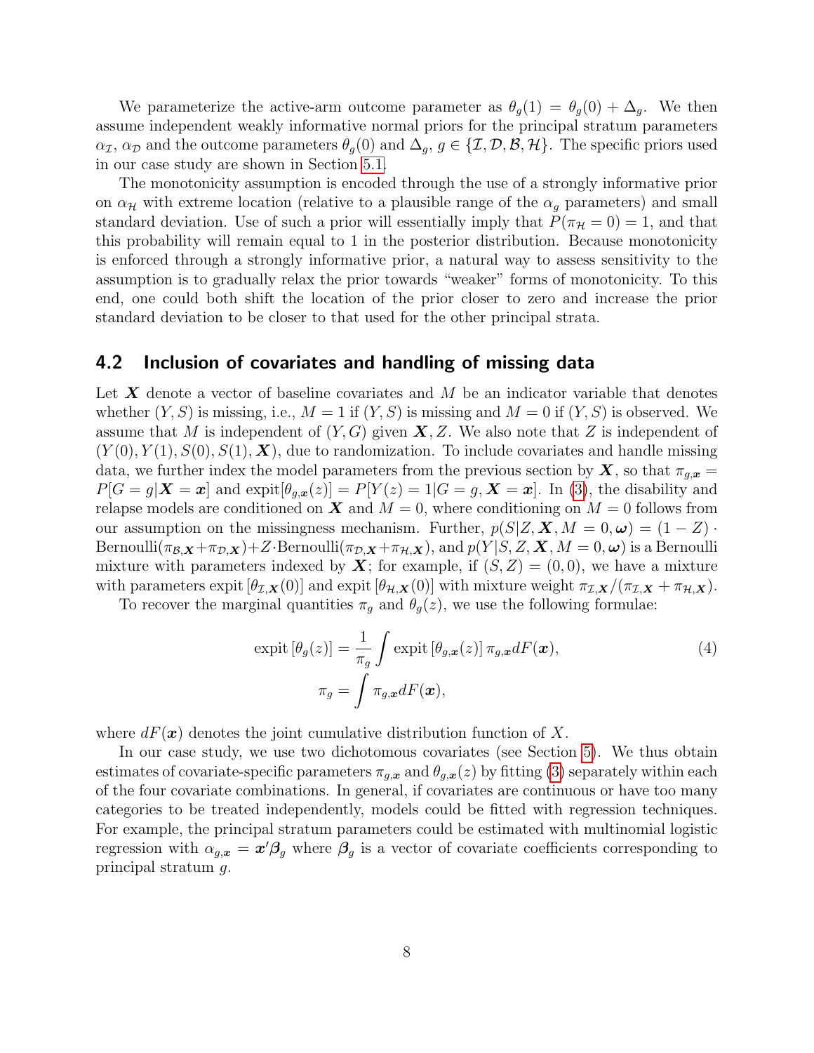We parameterize the active-arm outcome parameter as $\theta_g(1) = \theta_g(0) + \Delta_g$. We then assume independent weakly informative normal priors for the principal stratum parameters $\alpha_{\mathcal{I}}$, $\alpha_{\mathcal{D}}$ and the outcome parameters $\theta_g(0)$ and $\Delta_g$, $g \in \{\mathcal{I}, \mathcal{D}, \mathcal{B}, \mathcal{H}\}$. The specific priors used in our case study are shown in Section 5.1.

The monotonicity assumption is encoded through the use of a strongly informative prior on $\alpha_{\mathcal{H}}$ with extreme location (relative to a plausible range of the $\alpha_g$ parameters) and small standard deviation. Use of such a prior will essentially imply that $P(\pi_{\mathcal{H}} = 0) = 1$, and that this probability will remain equal to 1 in the posterior distribution. Because monotonicity is enforced through a strongly informative prior, a natural way to assess sensitivity to the assumption is to gradually relax the prior towards "weaker" forms of monotonicity. To this end, one could both shift the location of the prior closer to zero and increase the prior standard deviation to be closer to that used for the other principal strata.

## 4.2 Inclusion of covariates and handling of missing data

Let $\boldsymbol{X}$ denote a vector of baseline covariates and $M$ be an indicator variable that denotes whether $(Y, S)$ is missing, i.e., $M = 1$ if $(Y, S)$ is missing and $M = 0$ if $(Y, S)$ is observed. We assume that $M$ is independent of $(Y, G)$ given $\boldsymbol{X}, Z$. We also note that $Z$ is independent of $(Y(0), Y(1), S(0), S(1), \boldsymbol{X})$, due to randomization. To include covariates and handle missing data, we further index the model parameters from the previous section by $\boldsymbol{X}$, so that $\pi_{g,\boldsymbol{x}} = P[G = g|\boldsymbol{X} = \boldsymbol{x}]$ and $\text{expit}[\theta_{g,\boldsymbol{x}}(z)] = P[Y(z) = 1|G = g, \boldsymbol{X} = \boldsymbol{x}]$. In (3), the disability and relapse models are conditioned on $\boldsymbol{X}$ and $M = 0$, where conditioning on $M = 0$ follows from our assumption on the missingness mechanism. Further, $p(S|Z, \boldsymbol{X}, M = 0, \boldsymbol{\omega}) = (1 - Z) \cdot \text{Bernoulli}(\pi_{\mathcal{B},\boldsymbol{X}} + \pi_{\mathcal{D},\boldsymbol{X}}) + Z \cdot \text{Bernoulli}(\pi_{\mathcal{D},\boldsymbol{X}} + \pi_{\mathcal{H},\boldsymbol{X}})$, and $p(Y|S, Z, \boldsymbol{X}, M = 0, \boldsymbol{\omega})$ is a Bernoulli mixture with parameters indexed by $\boldsymbol{X}$; for example, if $(S, Z) = (0, 0)$, we have a mixture with parameters $\text{expit}[\theta_{\mathcal{I},\boldsymbol{X}}(0)]$ and $\text{expit}[\theta_{\mathcal{H},\boldsymbol{X}}(0)]$ with mixture weight $\pi_{\mathcal{I},\boldsymbol{X}}/(\pi_{\mathcal{I},\boldsymbol{X}} + \pi_{\mathcal{H},\boldsymbol{X}})$.

To recover the marginal quantities $\pi_g$ and $\theta_g(z)$, we use the following formulae:

$$
\begin{aligned}
\text{expit}[\theta_g(z)] &= \frac{1}{\pi_g} \int \text{expit}[\theta_{g,\boldsymbol{x}}(z)]\, \pi_{g,\boldsymbol{x}} dF(\boldsymbol{x}), \\
\pi_g &= \int \pi_{g,\boldsymbol{x}} dF(\boldsymbol{x}),
\end{aligned}
\tag{4}
$$

where $dF(\boldsymbol{x})$ denotes the joint cumulative distribution function of $X$.

In our case study, we use two dichotomous covariates (see Section 5). We thus obtain estimates of covariate-specific parameters $\pi_{g,\boldsymbol{x}}$ and $\theta_{g,\boldsymbol{x}}(z)$ by fitting (3) separately within each of the four covariate combinations. In general, if covariates are continuous or have too many categories to be treated independently, models could be fitted with regression techniques. For example, the principal stratum parameters could be estimated with multinomial logistic regression with $\alpha_{g,\boldsymbol{x}} = \boldsymbol{x}'\boldsymbol{\beta}_g$ where $\boldsymbol{\beta}_g$ is a vector of covariate coefficients corresponding to principal stratum $g$.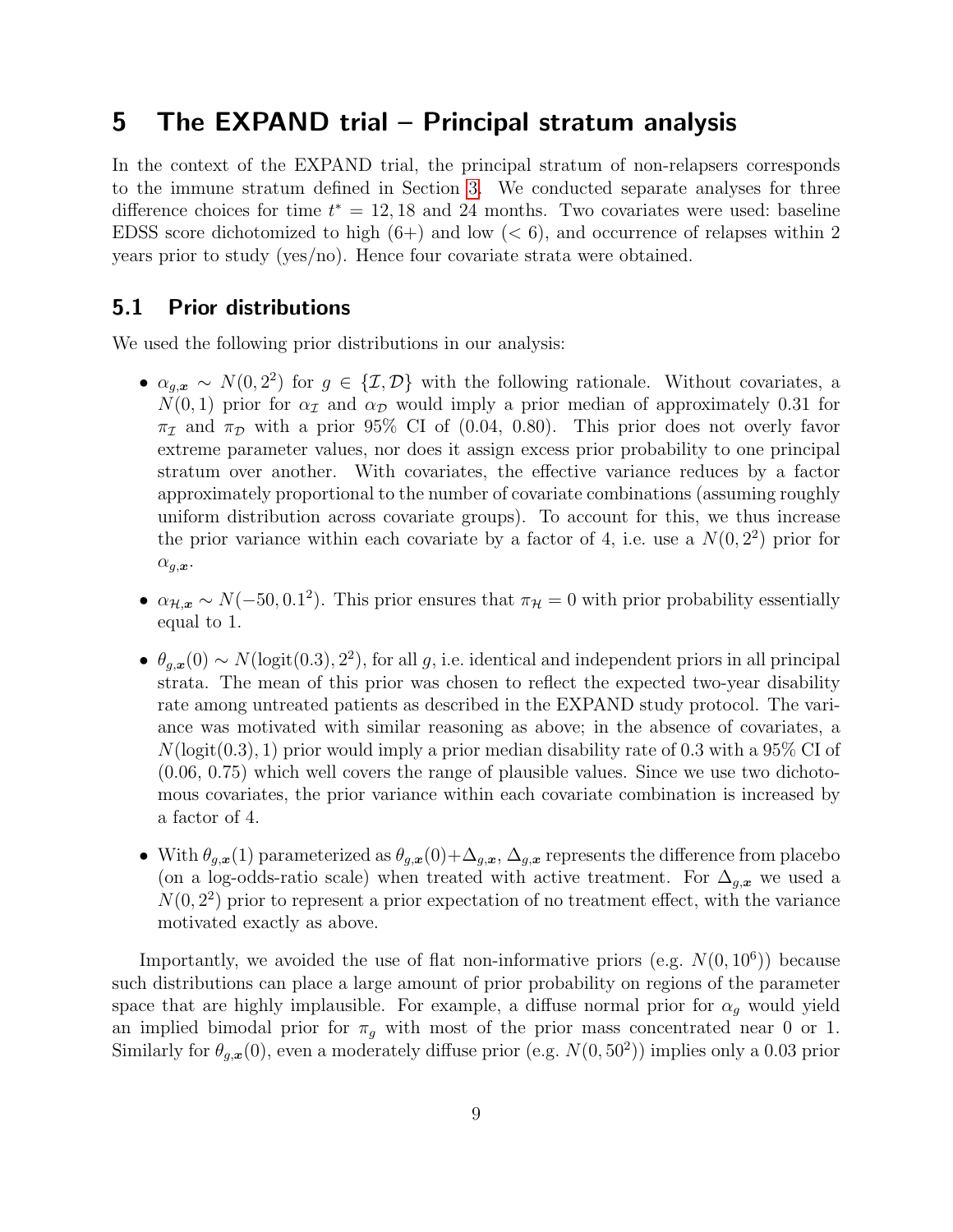## 5 The EXPAND trial – Principal stratum analysis

In the context of the EXPAND trial, the principal stratum of non-relapsers corresponds to the immune stratum defined in Section 3. We conducted separate analyses for three difference choices for time $t^* = 12, 18$ and 24 months. Two covariates were used: baseline EDSS score dichotomized to high (6+) and low (< 6), and occurrence of relapses within 2 years prior to study (yes/no). Hence four covariate strata were obtained.

### 5.1 Prior distributions

We used the following prior distributions in our analysis:

- $\alpha_{g,\boldsymbol{x}} \sim N(0, 2^2)$ for $g \in \{\mathcal{I}, \mathcal{D}\}$ with the following rationale. Without covariates, a $N(0, 1)$ prior for $\alpha_{\mathcal{I}}$ and $\alpha_{\mathcal{D}}$ would imply a prior median of approximately 0.31 for $\pi_{\mathcal{I}}$ and $\pi_{\mathcal{D}}$ with a prior 95% CI of (0.04, 0.80). This prior does not overly favor extreme parameter values, nor does it assign excess prior probability to one principal stratum over another. With covariates, the effective variance reduces by a factor approximately proportional to the number of covariate combinations (assuming roughly uniform distribution across covariate groups). To account for this, we thus increase the prior variance within each covariate by a factor of 4, i.e. use a $N(0, 2^2)$ prior for $\alpha_{g,\boldsymbol{x}}$.
- $\alpha_{\mathcal{H},\boldsymbol{x}} \sim N(-50, 0.1^2)$. This prior ensures that $\pi_{\mathcal{H}} = 0$ with prior probability essentially equal to 1.
- $\theta_{g,\boldsymbol{x}}(0) \sim N(\text{logit}(0.3), 2^2)$, for all $g$, i.e. identical and independent priors in all principal strata. The mean of this prior was chosen to reflect the expected two-year disability rate among untreated patients as described in the EXPAND study protocol. The variance was motivated with similar reasoning as above; in the absence of covariates, a $N(\text{logit}(0.3), 1)$ prior would imply a prior median disability rate of 0.3 with a 95% CI of (0.06, 0.75) which well covers the range of plausible values. Since we use two dichotomous covariates, the prior variance within each covariate combination is increased by a factor of 4.
- With $\theta_{g,\boldsymbol{x}}(1)$ parameterized as $\theta_{g,\boldsymbol{x}}(0) + \Delta_{g,\boldsymbol{x}}$, $\Delta_{g,\boldsymbol{x}}$ represents the difference from placebo (on a log-odds-ratio scale) when treated with active treatment. For $\Delta_{g,\boldsymbol{x}}$ we used a $N(0, 2^2)$ prior to represent a prior expectation of no treatment effect, with the variance motivated exactly as above.

Importantly, we avoided the use of flat non-informative priors (e.g. $N(0, 10^6)$) because such distributions can place a large amount of prior probability on regions of the parameter space that are highly implausible. For example, a diffuse normal prior for $\alpha_g$ would yield an implied bimodal prior for $\pi_g$ with most of the prior mass concentrated near 0 or 1. Similarly for $\theta_{g,\boldsymbol{x}}(0)$, even a moderately diffuse prior (e.g. $N(0, 50^2)$) implies only a 0.03 prior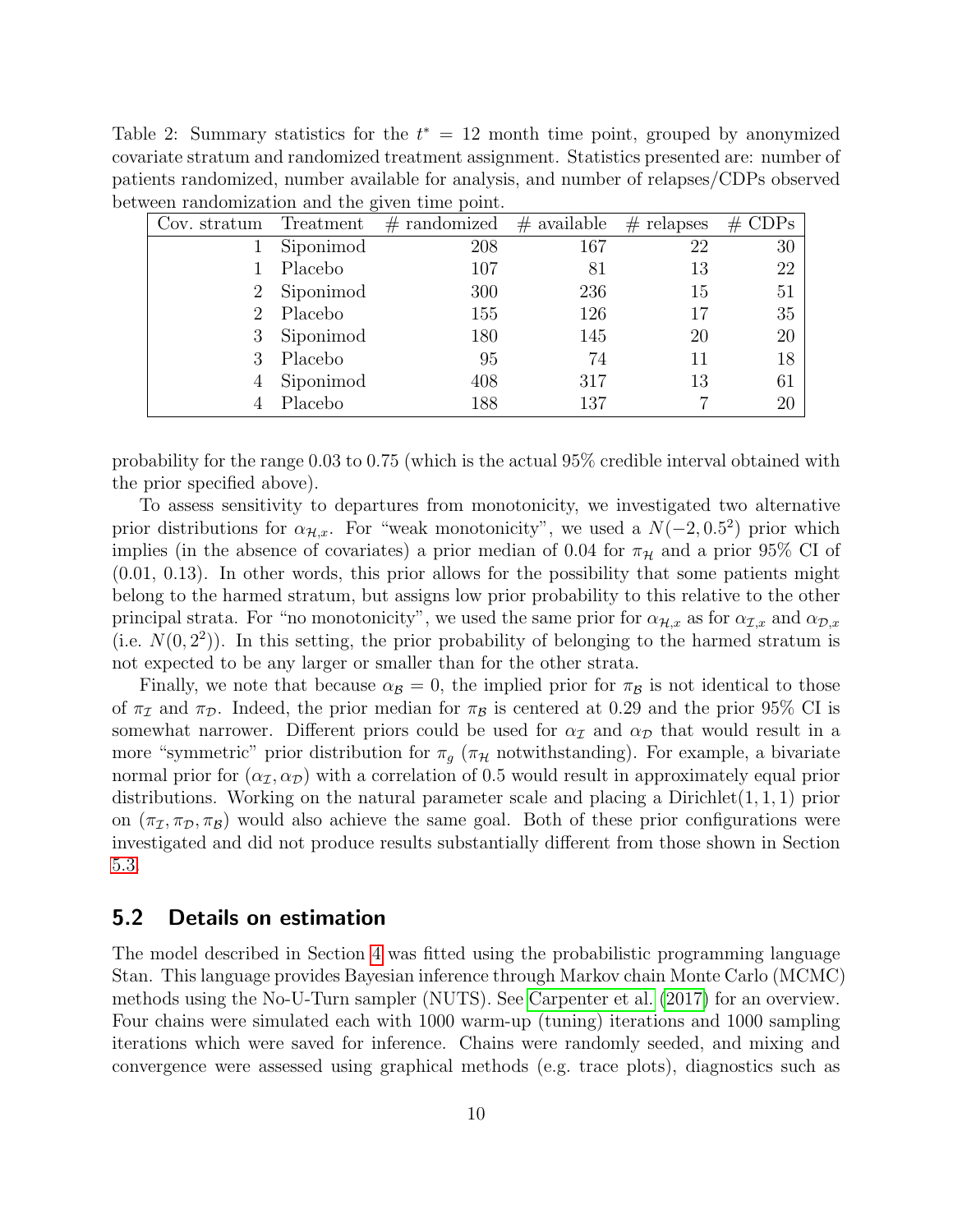Table 2: Summary statistics for the $t^* = 12$ month time point, grouped by anonymized covariate stratum and randomized treatment assignment. Statistics presented are: number of patients randomized, number available for analysis, and number of relapses/CDPs observed between randomization and the given time point.

| Cov. stratum | Treatment | # randomized | # available | # relapses | # CDPs |
|---|---|---|---|---|---|
| 1 | Siponimod | 208 | 167 | 22 | 30 |
| 1 | Placebo | 107 | 81 | 13 | 22 |
| 2 | Siponimod | 300 | 236 | 15 | 51 |
| 2 | Placebo | 155 | 126 | 17 | 35 |
| 3 | Siponimod | 180 | 145 | 20 | 20 |
| 3 | Placebo | 95 | 74 | 11 | 18 |
| 4 | Siponimod | 408 | 317 | 13 | 61 |
| 4 | Placebo | 188 | 137 | 7 | 20 |

probability for the range 0.03 to 0.75 (which is the actual 95% credible interval obtained with the prior specified above).

To assess sensitivity to departures from monotonicity, we investigated two alternative prior distributions for $\alpha_{\mathcal{H},x}$. For "weak monotonicity", we used a $N(-2, 0.5^2)$ prior which implies (in the absence of covariates) a prior median of 0.04 for $\pi_{\mathcal{H}}$ and a prior 95% CI of (0.01, 0.13). In other words, this prior allows for the possibility that some patients might belong to the harmed stratum, but assigns low prior probability to this relative to the other principal strata. For "no monotonicity", we used the same prior for $\alpha_{\mathcal{H},x}$ as for $\alpha_{\mathcal{I},x}$ and $\alpha_{\mathcal{D},x}$ (i.e. $N(0, 2^2)$). In this setting, the prior probability of belonging to the harmed stratum is not expected to be any larger or smaller than for the other strata.

Finally, we note that because $\alpha_{\mathcal{B}} = 0$, the implied prior for $\pi_{\mathcal{B}}$ is not identical to those of $\pi_{\mathcal{I}}$ and $\pi_{\mathcal{D}}$. Indeed, the prior median for $\pi_{\mathcal{B}}$ is centered at 0.29 and the prior 95% CI is somewhat narrower. Different priors could be used for $\alpha_{\mathcal{I}}$ and $\alpha_{\mathcal{D}}$ that would result in a more "symmetric" prior distribution for $\pi_g$ ($\pi_{\mathcal{H}}$ notwithstanding). For example, a bivariate normal prior for $(\alpha_{\mathcal{I}}, \alpha_{\mathcal{D}})$ with a correlation of 0.5 would result in approximately equal prior distributions. Working on the natural parameter scale and placing a Dirichlet$(1, 1, 1)$ prior on $(\pi_{\mathcal{I}}, \pi_{\mathcal{D}}, \pi_{\mathcal{B}})$ would also achieve the same goal. Both of these prior configurations were investigated and did not produce results substantially different from those shown in Section 5.3.

## 5.2 Details on estimation

The model described in Section 4 was fitted using the probabilistic programming language Stan. This language provides Bayesian inference through Markov chain Monte Carlo (MCMC) methods using the No-U-Turn sampler (NUTS). See Carpenter et al. (2017) for an overview. Four chains were simulated each with 1000 warm-up (tuning) iterations and 1000 sampling iterations which were saved for inference. Chains were randomly seeded, and mixing and convergence were assessed using graphical methods (e.g. trace plots), diagnostics such as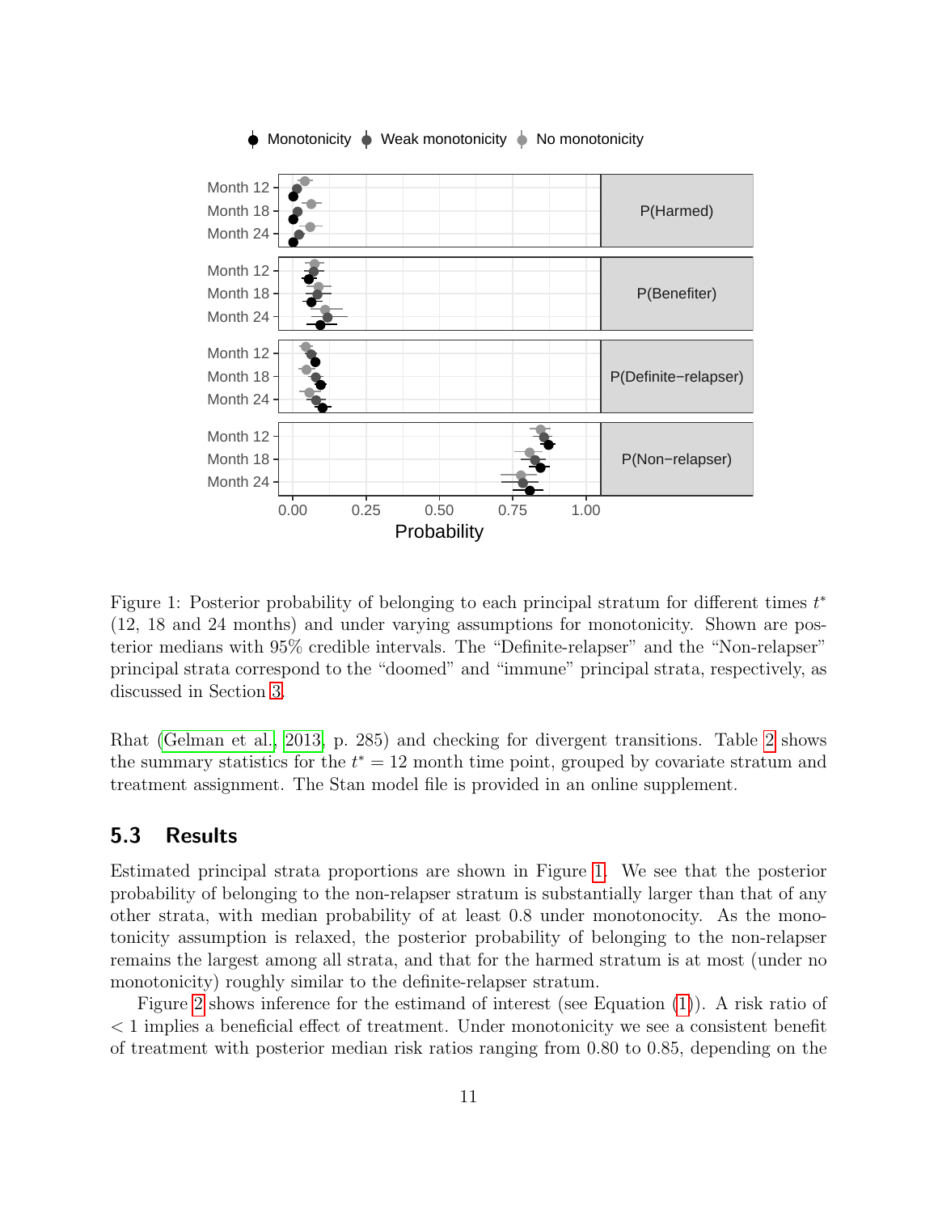Figure 1: Posterior probability of belonging to each principal stratum for different times $t^*$ (12, 18 and 24 months) and under varying assumptions for monotonicity. Shown are posterior medians with 95% credible intervals. The "Definite-relapser" and the "Non-relapser" principal strata correspond to the "doomed" and "immune" principal strata, respectively, as discussed in Section 3.

Rhat (Gelman et al., 2013, p. 285) and checking for divergent transitions. Table 2 shows the summary statistics for the $t^* = 12$ month time point, grouped by covariate stratum and treatment assignment. The Stan model file is provided in an online supplement.

### 5.3 Results

Estimated principal strata proportions are shown in Figure 1. We see that the posterior probability of belonging to the non-relapser stratum is substantially larger than that of any other strata, with median probability of at least 0.8 under monotonocity. As the monotonicity assumption is relaxed, the posterior probability of belonging to the non-relapser remains the largest among all strata, and that for the harmed stratum is at most (under no monotonicity) roughly similar to the definite-relapser stratum.

Figure 2 shows inference for the estimand of interest (see Equation (1)). A risk ratio of $< 1$ implies a beneficial effect of treatment. Under monotonicity we see a consistent benefit of treatment with posterior median risk ratios ranging from 0.80 to 0.85, depending on the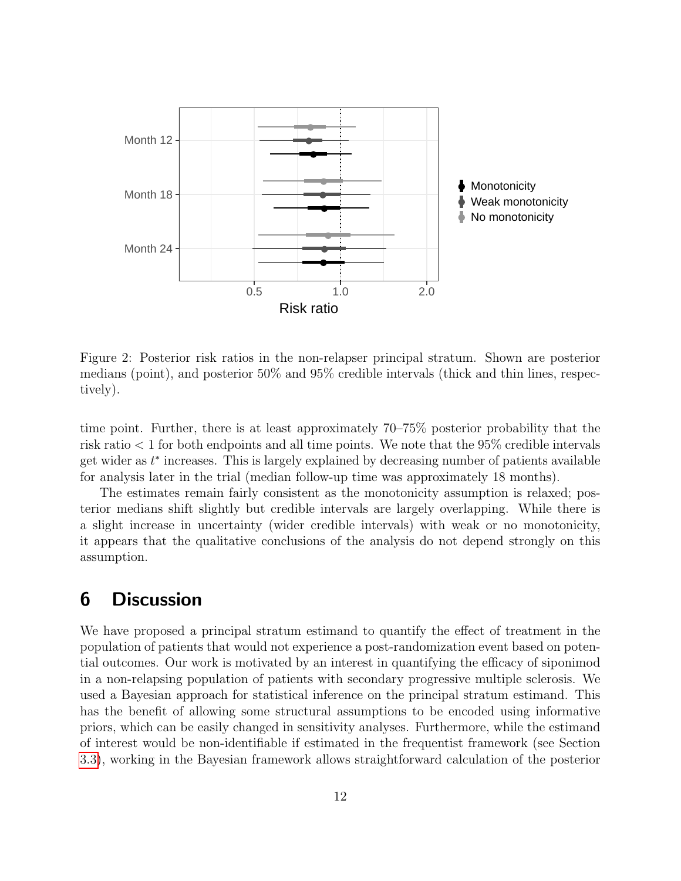Figure 2: Posterior risk ratios in the non-relapser principal stratum. Shown are posterior medians (point), and posterior 50% and 95% credible intervals (thick and thin lines, respectively).

time point. Further, there is at least approximately 70–75% posterior probability that the risk ratio $< 1$ for both endpoints and all time points. We note that the 95% credible intervals get wider as $t^*$ increases. This is largely explained by decreasing number of patients available for analysis later in the trial (median follow-up time was approximately 18 months).

The estimates remain fairly consistent as the monotonicity assumption is relaxed; posterior medians shift slightly but credible intervals are largely overlapping. While there is a slight increase in uncertainty (wider credible intervals) with weak or no monotonicity, it appears that the qualitative conclusions of the analysis do not depend strongly on this assumption.

# 6 Discussion

We have proposed a principal stratum estimand to quantify the effect of treatment in the population of patients that would not experience a post-randomization event based on potential outcomes. Our work is motivated by an interest in quantifying the efficacy of siponimod in a non-relapsing population of patients with secondary progressive multiple sclerosis. We used a Bayesian approach for statistical inference on the principal stratum estimand. This has the benefit of allowing some structural assumptions to be encoded using informative priors, which can be easily changed in sensitivity analyses. Furthermore, while the estimand of interest would be non-identifiable if estimated in the frequentist framework (see Section 3.3), working in the Bayesian framework allows straightforward calculation of the posterior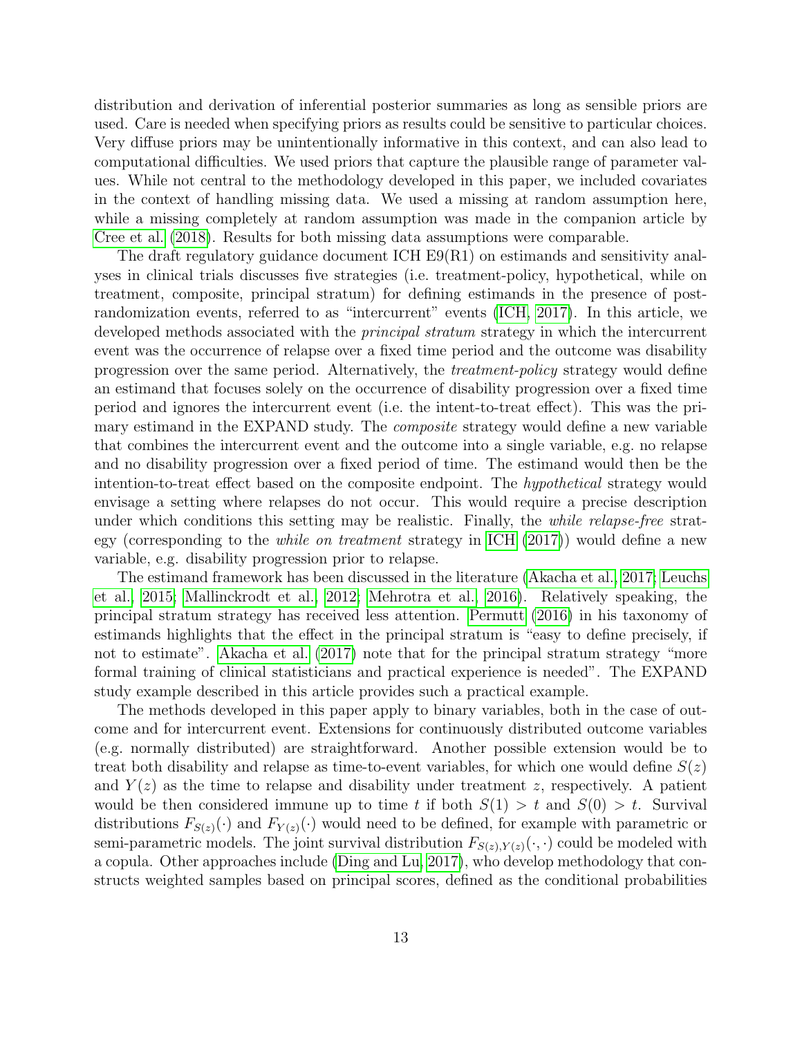distribution and derivation of inferential posterior summaries as long as sensible priors are used. Care is needed when specifying priors as results could be sensitive to particular choices. Very diffuse priors may be unintentionally informative in this context, and can also lead to computational difficulties. We used priors that capture the plausible range of parameter values. While not central to the methodology developed in this paper, we included covariates in the context of handling missing data. We used a missing at random assumption here, while a missing completely at random assumption was made in the companion article by Cree et al. (2018). Results for both missing data assumptions were comparable.

The draft regulatory guidance document ICH E9(R1) on estimands and sensitivity analyses in clinical trials discusses five strategies (i.e. treatment-policy, hypothetical, while on treatment, composite, principal stratum) for defining estimands in the presence of post-randomization events, referred to as "intercurrent" events (ICH, 2017). In this article, we developed methods associated with the *principal stratum* strategy in which the intercurrent event was the occurrence of relapse over a fixed time period and the outcome was disability progression over the same period. Alternatively, the *treatment-policy* strategy would define an estimand that focuses solely on the occurrence of disability progression over a fixed time period and ignores the intercurrent event (i.e. the intent-to-treat effect). This was the primary estimand in the EXPAND study. The *composite* strategy would define a new variable that combines the intercurrent event and the outcome into a single variable, e.g. no relapse and no disability progression over a fixed period of time. The estimand would then be the intention-to-treat effect based on the composite endpoint. The *hypothetical* strategy would envisage a setting where relapses do not occur. This would require a precise description under which conditions this setting may be realistic. Finally, the *while relapse-free* strategy (corresponding to the *while on treatment* strategy in ICH (2017)) would define a new variable, e.g. disability progression prior to relapse.

The estimand framework has been discussed in the literature (Akacha et al., 2017; Leuchs et al., 2015; Mallinckrodt et al., 2012; Mehrotra et al., 2016). Relatively speaking, the principal stratum strategy has received less attention. Permutt (2016) in his taxonomy of estimands highlights that the effect in the principal stratum is "easy to define precisely, if not to estimate". Akacha et al. (2017) note that for the principal stratum strategy "more formal training of clinical statisticians and practical experience is needed". The EXPAND study example described in this article provides such a practical example.

The methods developed in this paper apply to binary variables, both in the case of outcome and for intercurrent event. Extensions for continuously distributed outcome variables (e.g. normally distributed) are straightforward. Another possible extension would be to treat both disability and relapse as time-to-event variables, for which one would define $S(z)$ and $Y(z)$ as the time to relapse and disability under treatment $z$, respectively. A patient would be then considered immune up to time $t$ if both $S(1) > t$ and $S(0) > t$. Survival distributions $F_{S(z)}(\cdot)$ and $F_{Y(z)}(\cdot)$ would need to be defined, for example with parametric or semi-parametric models. The joint survival distribution $F_{S(z),Y(z)}(\cdot,\cdot)$ could be modeled with a copula. Other approaches include (Ding and Lu, 2017), who develop methodology that constructs weighted samples based on principal scores, defined as the conditional probabilities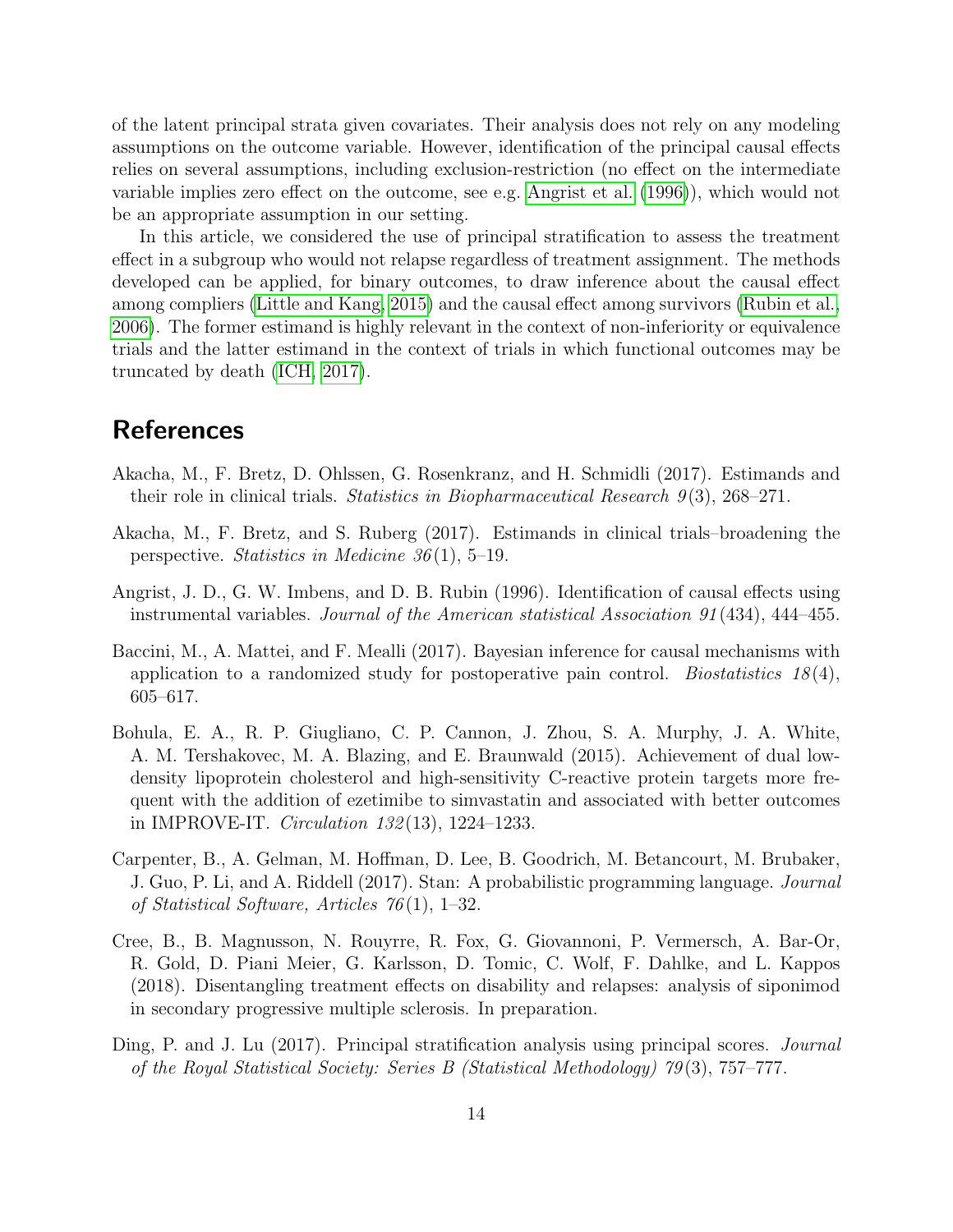of the latent principal strata given covariates. Their analysis does not rely on any modeling assumptions on the outcome variable. However, identification of the principal causal effects relies on several assumptions, including exclusion-restriction (no effect on the intermediate variable implies zero effect on the outcome, see e.g. Angrist et al. (1996)), which would not be an appropriate assumption in our setting.

In this article, we considered the use of principal stratification to assess the treatment effect in a subgroup who would not relapse regardless of treatment assignment. The methods developed can be applied, for binary outcomes, to draw inference about the causal effect among compliers (Little and Kang, 2015) and the causal effect among survivors (Rubin et al., 2006). The former estimand is highly relevant in the context of non-inferiority or equivalence trials and the latter estimand in the context of trials in which functional outcomes may be truncated by death (ICH, 2017).

## References

Akacha, M., F. Bretz, D. Ohlssen, G. Rosenkranz, and H. Schmidli (2017). Estimands and their role in clinical trials. *Statistics in Biopharmaceutical Research 9*(3), 268–271.

Akacha, M., F. Bretz, and S. Ruberg (2017). Estimands in clinical trials–broadening the perspective. *Statistics in Medicine 36*(1), 5–19.

Angrist, J. D., G. W. Imbens, and D. B. Rubin (1996). Identification of causal effects using instrumental variables. *Journal of the American statistical Association 91*(434), 444–455.

Baccini, M., A. Mattei, and F. Mealli (2017). Bayesian inference for causal mechanisms with application to a randomized study for postoperative pain control. *Biostatistics 18*(4), 605–617.

Bohula, E. A., R. P. Giugliano, C. P. Cannon, J. Zhou, S. A. Murphy, J. A. White, A. M. Tershakovec, M. A. Blazing, and E. Braunwald (2015). Achievement of dual low-density lipoprotein cholesterol and high-sensitivity C-reactive protein targets more frequent with the addition of ezetimibe to simvastatin and associated with better outcomes in IMPROVE-IT. *Circulation 132*(13), 1224–1233.

Carpenter, B., A. Gelman, M. Hoffman, D. Lee, B. Goodrich, M. Betancourt, M. Brubaker, J. Guo, P. Li, and A. Riddell (2017). Stan: A probabilistic programming language. *Journal of Statistical Software, Articles 76*(1), 1–32.

Cree, B., B. Magnusson, N. Rouyrre, R. Fox, G. Giovannoni, P. Vermersch, A. Bar-Or, R. Gold, D. Piani Meier, G. Karlsson, D. Tomic, C. Wolf, F. Dahlke, and L. Kappos (2018). Disentangling treatment effects on disability and relapses: analysis of siponimod in secondary progressive multiple sclerosis. In preparation.

Ding, P. and J. Lu (2017). Principal stratification analysis using principal scores. *Journal of the Royal Statistical Society: Series B (Statistical Methodology) 79*(3), 757–777.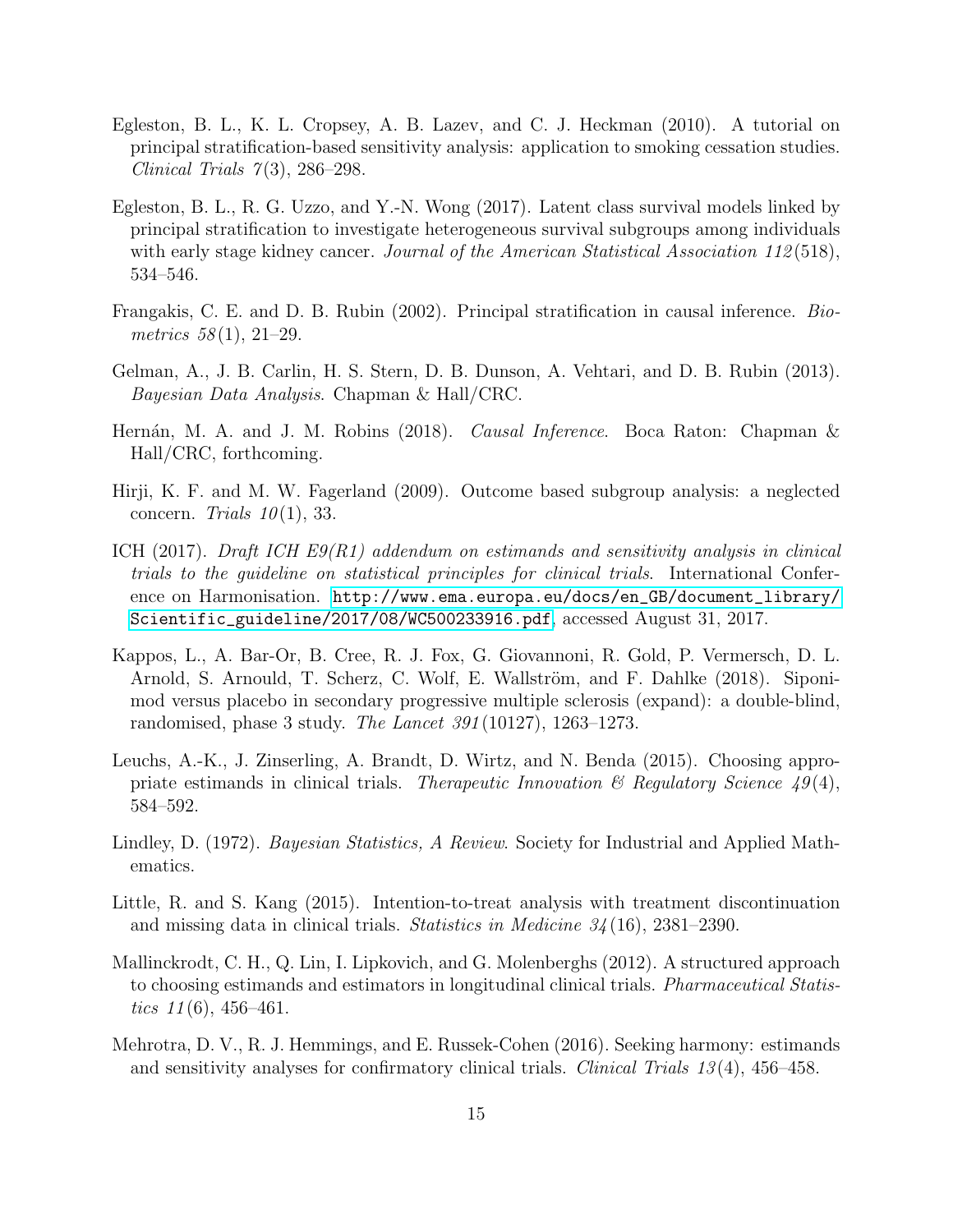Egleston, B. L., K. L. Cropsey, A. B. Lazev, and C. J. Heckman (2010). A tutorial on principal stratification-based sensitivity analysis: application to smoking cessation studies. *Clinical Trials 7*(3), 286–298.

Egleston, B. L., R. G. Uzzo, and Y.-N. Wong (2017). Latent class survival models linked by principal stratification to investigate heterogeneous survival subgroups among individuals with early stage kidney cancer. *Journal of the American Statistical Association 112*(518), 534–546.

Frangakis, C. E. and D. B. Rubin (2002). Principal stratification in causal inference. *Biometrics 58*(1), 21–29.

Gelman, A., J. B. Carlin, H. S. Stern, D. B. Dunson, A. Vehtari, and D. B. Rubin (2013). *Bayesian Data Analysis*. Chapman & Hall/CRC.

Hernán, M. A. and J. M. Robins (2018). *Causal Inference*. Boca Raton: Chapman & Hall/CRC, forthcoming.

Hirji, K. F. and M. W. Fagerland (2009). Outcome based subgroup analysis: a neglected concern. *Trials 10*(1), 33.

ICH (2017). *Draft ICH E9(R1) addendum on estimands and sensitivity analysis in clinical trials to the guideline on statistical principles for clinical trials*. International Conference on Harmonisation. http://www.ema.europa.eu/docs/en_GB/document_library/Scientific_guideline/2017/08/WC500233916.pdf, accessed August 31, 2017.

Kappos, L., A. Bar-Or, B. Cree, R. J. Fox, G. Giovannoni, R. Gold, P. Vermersch, D. L. Arnold, S. Arnould, T. Scherz, C. Wolf, E. Wallström, and F. Dahlke (2018). Siponimod versus placebo in secondary progressive multiple sclerosis (expand): a double-blind, randomised, phase 3 study. *The Lancet 391*(10127), 1263–1273.

Leuchs, A.-K., J. Zinserling, A. Brandt, D. Wirtz, and N. Benda (2015). Choosing appropriate estimands in clinical trials. *Therapeutic Innovation & Regulatory Science 49*(4), 584–592.

Lindley, D. (1972). *Bayesian Statistics, A Review*. Society for Industrial and Applied Mathematics.

Little, R. and S. Kang (2015). Intention-to-treat analysis with treatment discontinuation and missing data in clinical trials. *Statistics in Medicine 34*(16), 2381–2390.

Mallinckrodt, C. H., Q. Lin, I. Lipkovich, and G. Molenberghs (2012). A structured approach to choosing estimands and estimators in longitudinal clinical trials. *Pharmaceutical Statistics 11*(6), 456–461.

Mehrotra, D. V., R. J. Hemmings, and E. Russek-Cohen (2016). Seeking harmony: estimands and sensitivity analyses for confirmatory clinical trials. *Clinical Trials 13*(4), 456–458.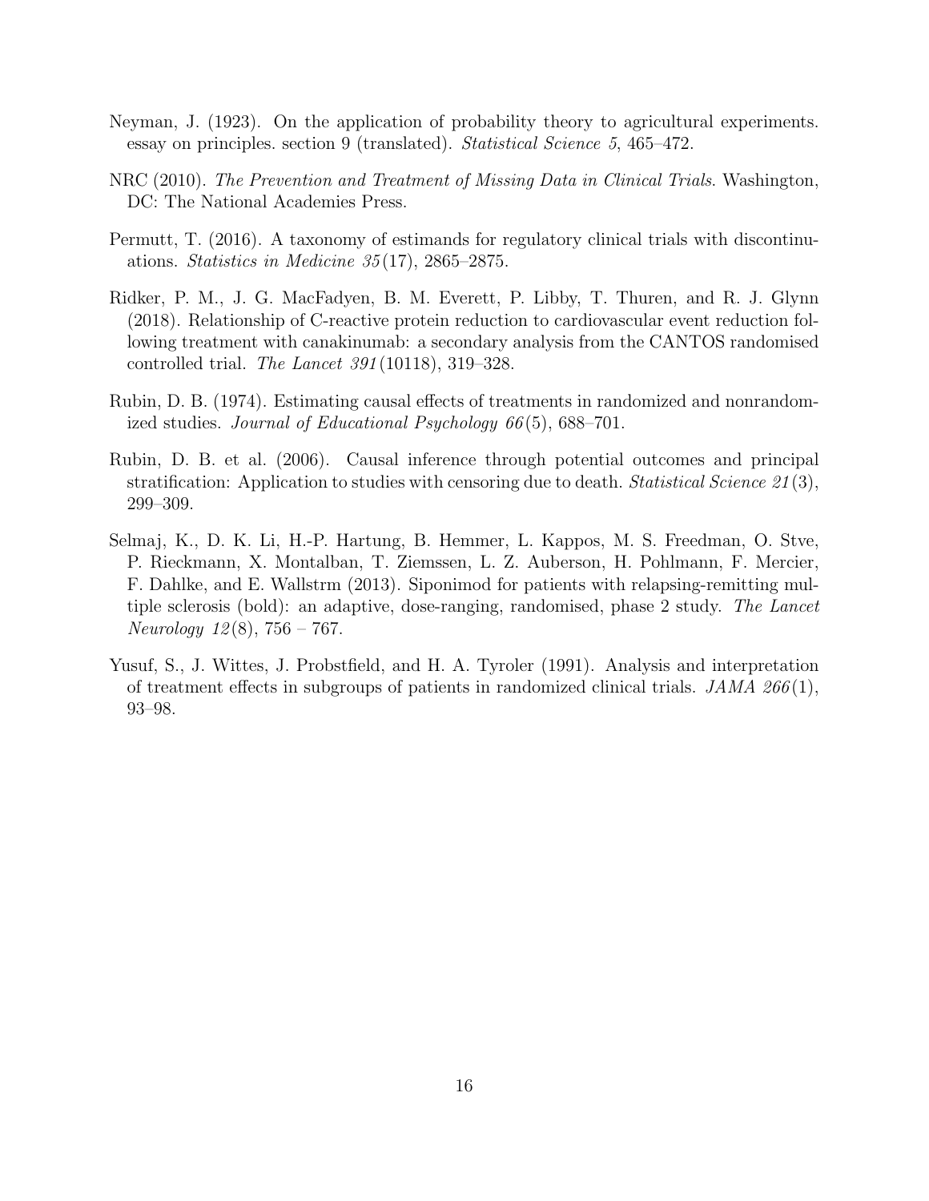Neyman, J. (1923). On the application of probability theory to agricultural experiments. essay on principles. section 9 (translated). *Statistical Science 5*, 465–472.

NRC (2010). *The Prevention and Treatment of Missing Data in Clinical Trials*. Washington, DC: The National Academies Press.

Permutt, T. (2016). A taxonomy of estimands for regulatory clinical trials with discontinuations. *Statistics in Medicine 35*(17), 2865–2875.

Ridker, P. M., J. G. MacFadyen, B. M. Everett, P. Libby, T. Thuren, and R. J. Glynn (2018). Relationship of C-reactive protein reduction to cardiovascular event reduction following treatment with canakinumab: a secondary analysis from the CANTOS randomised controlled trial. *The Lancet 391*(10118), 319–328.

Rubin, D. B. (1974). Estimating causal effects of treatments in randomized and nonrandomized studies. *Journal of Educational Psychology 66*(5), 688–701.

Rubin, D. B. et al. (2006). Causal inference through potential outcomes and principal stratification: Application to studies with censoring due to death. *Statistical Science 21*(3), 299–309.

Selmaj, K., D. K. Li, H.-P. Hartung, B. Hemmer, L. Kappos, M. S. Freedman, O. Stve, P. Rieckmann, X. Montalban, T. Ziemssen, L. Z. Auberson, H. Pohlmann, F. Mercier, F. Dahlke, and E. Wallstrm (2013). Siponimod for patients with relapsing-remitting multiple sclerosis (bold): an adaptive, dose-ranging, randomised, phase 2 study. *The Lancet Neurology 12*(8), 756 – 767.

Yusuf, S., J. Wittes, J. Probstfield, and H. A. Tyroler (1991). Analysis and interpretation of treatment effects in subgroups of patients in randomized clinical trials. *JAMA 266*(1), 93–98.